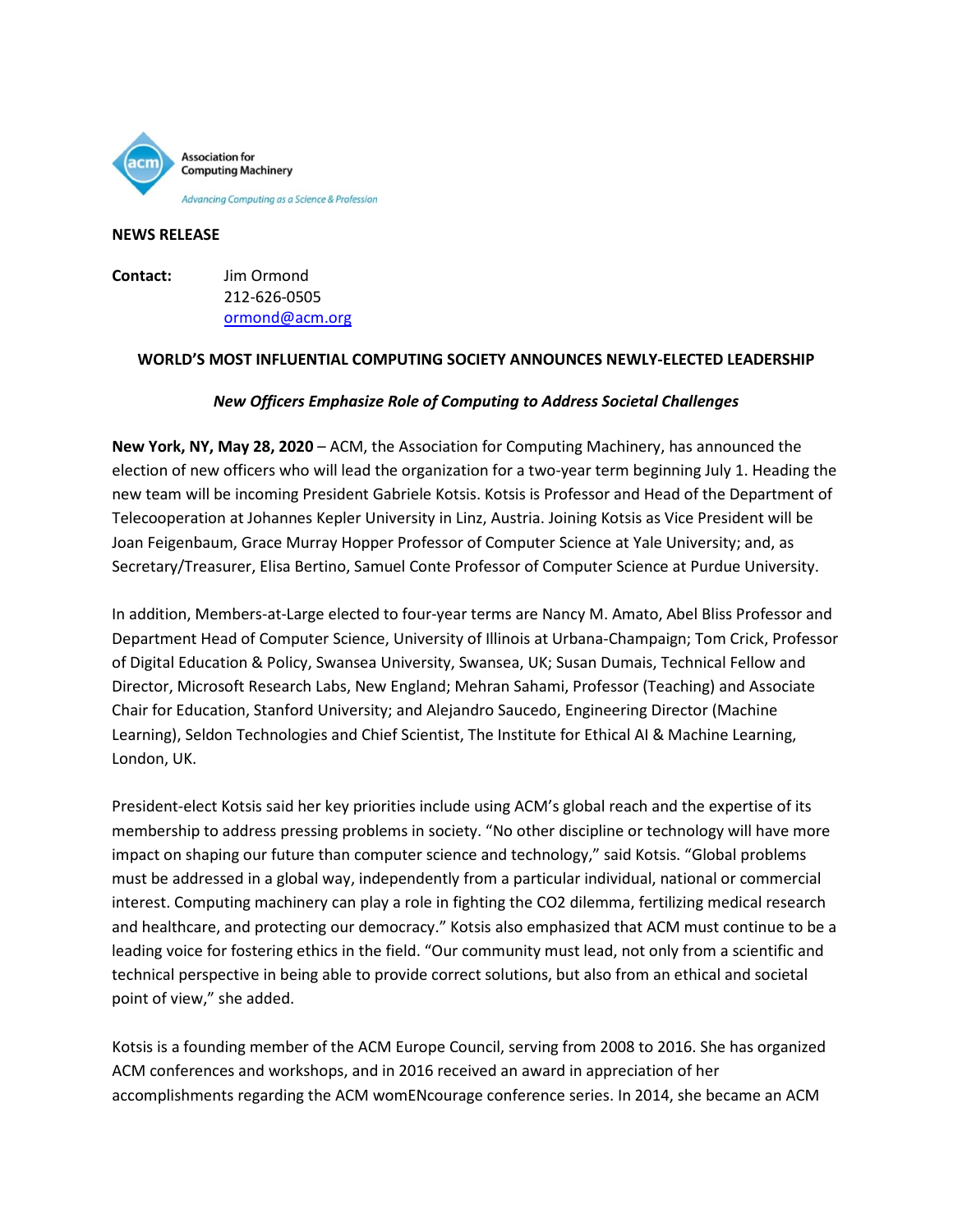Association for Computing Machinery

*Advancing Computing as a Science & Profession*

**NEWS RELEASE**

**Contact:** Jim Ormond
212-626-0505
ormond@acm.org

**WORLD'S MOST INFLUENTIAL COMPUTING SOCIETY ANNOUNCES NEWLY-ELECTED LEADERSHIP**

***New Officers Emphasize Role of Computing to Address Societal Challenges***

**New York, NY, May 28, 2020** – ACM, the Association for Computing Machinery, has announced the election of new officers who will lead the organization for a two-year term beginning July 1. Heading the new team will be incoming President Gabriele Kotsis. Kotsis is Professor and Head of the Department of Telecooperation at Johannes Kepler University in Linz, Austria. Joining Kotsis as Vice President will be Joan Feigenbaum, Grace Murray Hopper Professor of Computer Science at Yale University; and, as Secretary/Treasurer, Elisa Bertino, Samuel Conte Professor of Computer Science at Purdue University.

In addition, Members-at-Large elected to four-year terms are Nancy M. Amato, Abel Bliss Professor and Department Head of Computer Science, University of Illinois at Urbana-Champaign; Tom Crick, Professor of Digital Education & Policy, Swansea University, Swansea, UK; Susan Dumais, Technical Fellow and Director, Microsoft Research Labs, New England; Mehran Sahami, Professor (Teaching) and Associate Chair for Education, Stanford University; and Alejandro Saucedo, Engineering Director (Machine Learning), Seldon Technologies and Chief Scientist, The Institute for Ethical AI & Machine Learning, London, UK.

President-elect Kotsis said her key priorities include using ACM's global reach and the expertise of its membership to address pressing problems in society. "No other discipline or technology will have more impact on shaping our future than computer science and technology," said Kotsis. "Global problems must be addressed in a global way, independently from a particular individual, national or commercial interest. Computing machinery can play a role in fighting the $CO_2$ dilemma, fertilizing medical research and healthcare, and protecting our democracy." Kotsis also emphasized that ACM must continue to be a leading voice for fostering ethics in the field. "Our community must lead, not only from a scientific and technical perspective in being able to provide correct solutions, but also from an ethical and societal point of view," she added.

Kotsis is a founding member of the ACM Europe Council, serving from 2008 to 2016. She has organized ACM conferences and workshops, and in 2016 received an award in appreciation of her accomplishments regarding the ACM womENcourage conference series. In 2014, she became an ACM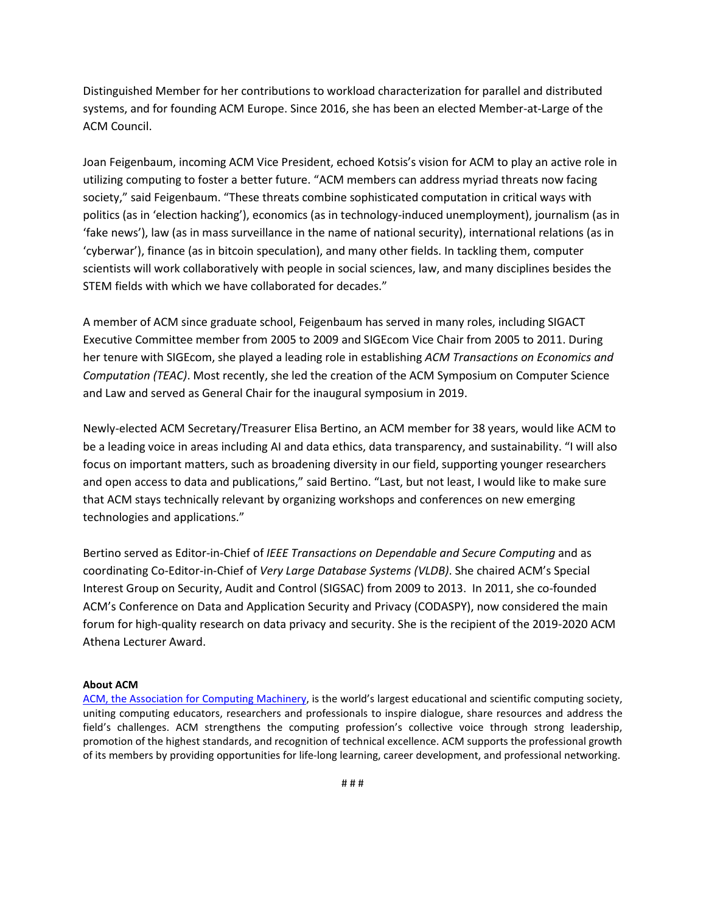Distinguished Member for her contributions to workload characterization for parallel and distributed systems, and for founding ACM Europe. Since 2016, she has been an elected Member-at-Large of the ACM Council.

Joan Feigenbaum, incoming ACM Vice President, echoed Kotsis's vision for ACM to play an active role in utilizing computing to foster a better future. "ACM members can address myriad threats now facing society," said Feigenbaum. "These threats combine sophisticated computation in critical ways with politics (as in 'election hacking'), economics (as in technology-induced unemployment), journalism (as in 'fake news'), law (as in mass surveillance in the name of national security), international relations (as in 'cyberwar'), finance (as in bitcoin speculation), and many other fields. In tackling them, computer scientists will work collaboratively with people in social sciences, law, and many disciplines besides the STEM fields with which we have collaborated for decades."

A member of ACM since graduate school, Feigenbaum has served in many roles, including SIGACT Executive Committee member from 2005 to 2009 and SIGEcom Vice Chair from 2005 to 2011. During her tenure with SIGEcom, she played a leading role in establishing *ACM Transactions on Economics and Computation (TEAC)*. Most recently, she led the creation of the ACM Symposium on Computer Science and Law and served as General Chair for the inaugural symposium in 2019.

Newly-elected ACM Secretary/Treasurer Elisa Bertino, an ACM member for 38 years, would like ACM to be a leading voice in areas including AI and data ethics, data transparency, and sustainability. "I will also focus on important matters, such as broadening diversity in our field, supporting younger researchers and open access to data and publications," said Bertino. "Last, but not least, I would like to make sure that ACM stays technically relevant by organizing workshops and conferences on new emerging technologies and applications."

Bertino served as Editor-in-Chief of *IEEE Transactions on Dependable and Secure Computing* and as coordinating Co-Editor-in-Chief of *Very Large Database Systems (VLDB)*. She chaired ACM's Special Interest Group on Security, Audit and Control (SIGSAC) from 2009 to 2013. In 2011, she co-founded ACM's Conference on Data and Application Security and Privacy (CODASPY), now considered the main forum for high-quality research on data privacy and security. She is the recipient of the 2019-2020 ACM Athena Lecturer Award.

**About ACM**

ACM, the Association for Computing Machinery, is the world's largest educational and scientific computing society, uniting computing educators, researchers and professionals to inspire dialogue, share resources and address the field's challenges. ACM strengthens the computing profession's collective voice through strong leadership, promotion of the highest standards, and recognition of technical excellence. ACM supports the professional growth of its members by providing opportunities for life-long learning, career development, and professional networking.

# # #